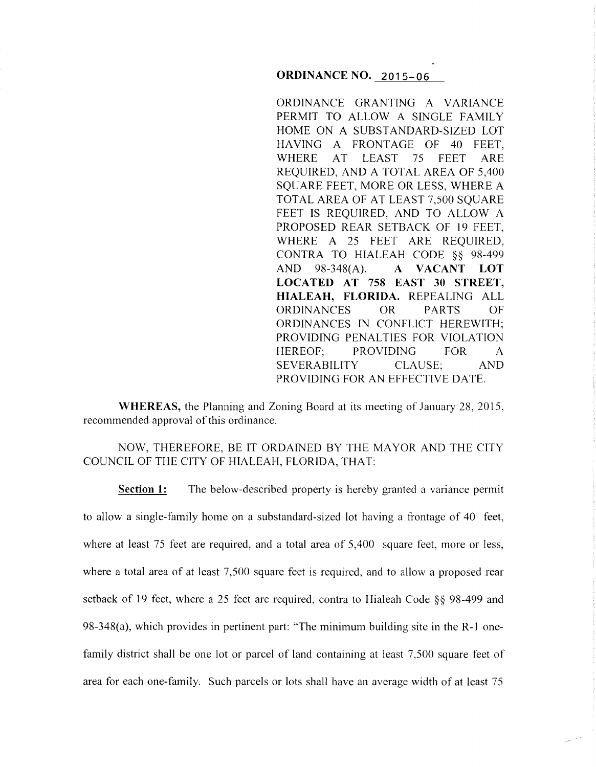**ORDINANCE NO. 2015-06**

ORDINANCE GRANTING A VARIANCE PERMIT TO ALLOW A SINGLE FAMILY HOME ON A SUBSTANDARD-SIZED LOT HAVING A FRONTAGE OF 40 FEET, WHERE AT LEAST 75 FEET ARE REQUIRED, AND A TOTAL AREA OF 5,400 SQUARE FEET, MORE OR LESS, WHERE A TOTAL AREA OF AT LEAST 7,500 SQUARE FEET IS REQUIRED, AND TO ALLOW A PROPOSED REAR SETBACK OF 19 FEET, WHERE A 25 FEET ARE REQUIRED, CONTRA TO HIALEAH CODE §§ 98-499 AND 98-348(A). **A VACANT LOT LOCATED AT 758 EAST 30 STREET, HIALEAH, FLORIDA.** REPEALING ALL ORDINANCES OR PARTS OF ORDINANCES IN CONFLICT HEREWITH; PROVIDING PENALTIES FOR VIOLATION HEREOF; PROVIDING FOR A SEVERABILITY CLAUSE; AND PROVIDING FOR AN EFFECTIVE DATE.

**WHEREAS,** the Planning and Zoning Board at its meeting of January 28, 2015, recommended approval of this ordinance.

NOW, THEREFORE, BE IT ORDAINED BY THE MAYOR AND THE CITY COUNCIL OF THE CITY OF HIALEAH, FLORIDA, THAT:

**Section 1:** The below-described property is hereby granted a variance permit to allow a single-family home on a substandard-sized lot having a frontage of 40 feet, where at least 75 feet are required, and a total area of 5,400 square feet, more or less, where a total area of at least 7,500 square feet is required, and to allow a proposed rear setback of 19 feet, where a 25 feet are required, contra to Hialeah Code §§ 98-499 and 98-348(a), which provides in pertinent part: "The minimum building site in the R-1 one-family district shall be one lot or parcel of land containing at least 7,500 square feet of area for each one-family. Such parcels or lots shall have an average width of at least 75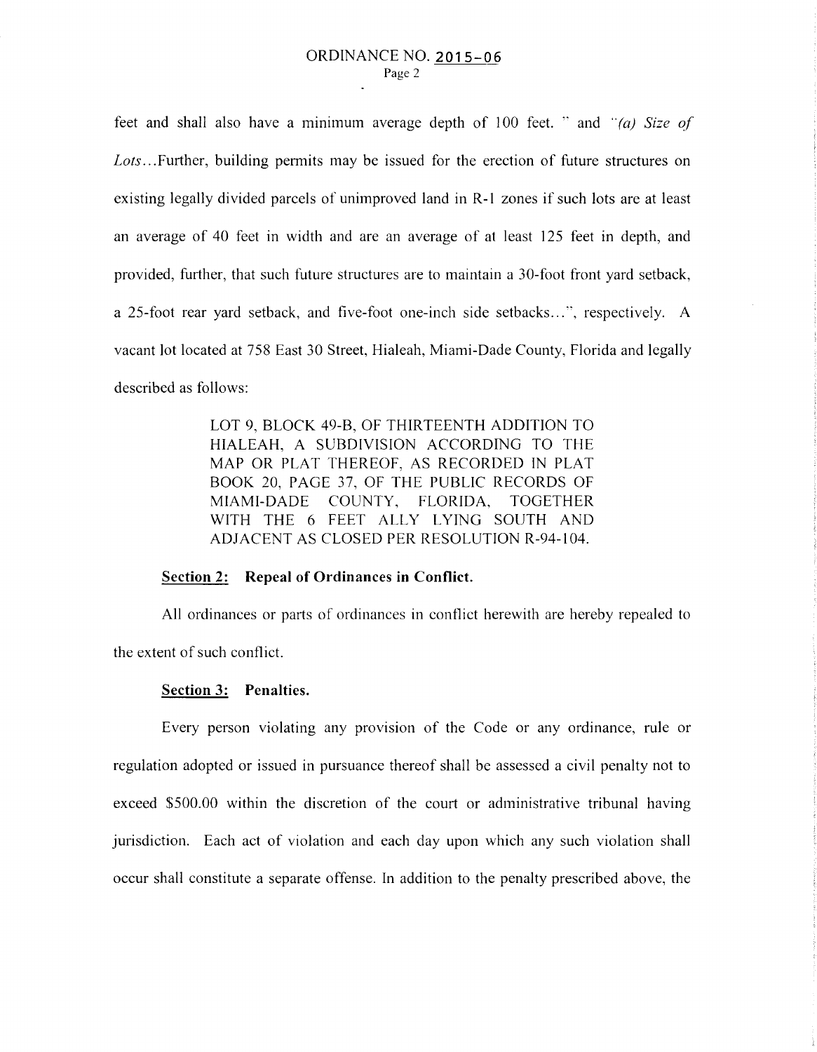feet and shall also have a minimum average depth of 100 feet. " and *"(a) Size of Lots*...Further, building permits may be issued for the erection of future structures on existing legally divided parcels of unimproved land in R-1 zones if such lots are at least an average of 40 feet in width and are an average of at least 125 feet in depth, and provided, further, that such future structures are to maintain a 30-foot front yard setback, a 25-foot rear yard setback, and five-foot one-inch side setbacks...", respectively. A vacant lot located at 758 East 30 Street, Hialeah, Miami-Dade County, Florida and legally described as follows:

> LOT 9, BLOCK 49-B, OF THIRTEENTH ADDITION TO HIALEAH, A SUBDIVISION ACCORDING TO THE MAP OR PLAT THEREOF, AS RECORDED IN PLAT BOOK 20, PAGE 37, OF THE PUBLIC RECORDS OF MIAMI-DADE COUNTY, FLORIDA, TOGETHER WITH THE 6 FEET ALLY LYING SOUTH AND ADJACENT AS CLOSED PER RESOLUTION R-94-104.

**Section 2: Repeal of Ordinances in Conflict.**

All ordinances or parts of ordinances in conflict herewith are hereby repealed to the extent of such conflict.

**Section 3: Penalties.**

Every person violating any provision of the Code or any ordinance, rule or regulation adopted or issued in pursuance thereof shall be assessed a civil penalty not to exceed $500.00 within the discretion of the court or administrative tribunal having jurisdiction. Each act of violation and each day upon which any such violation shall occur shall constitute a separate offense. In addition to the penalty prescribed above, the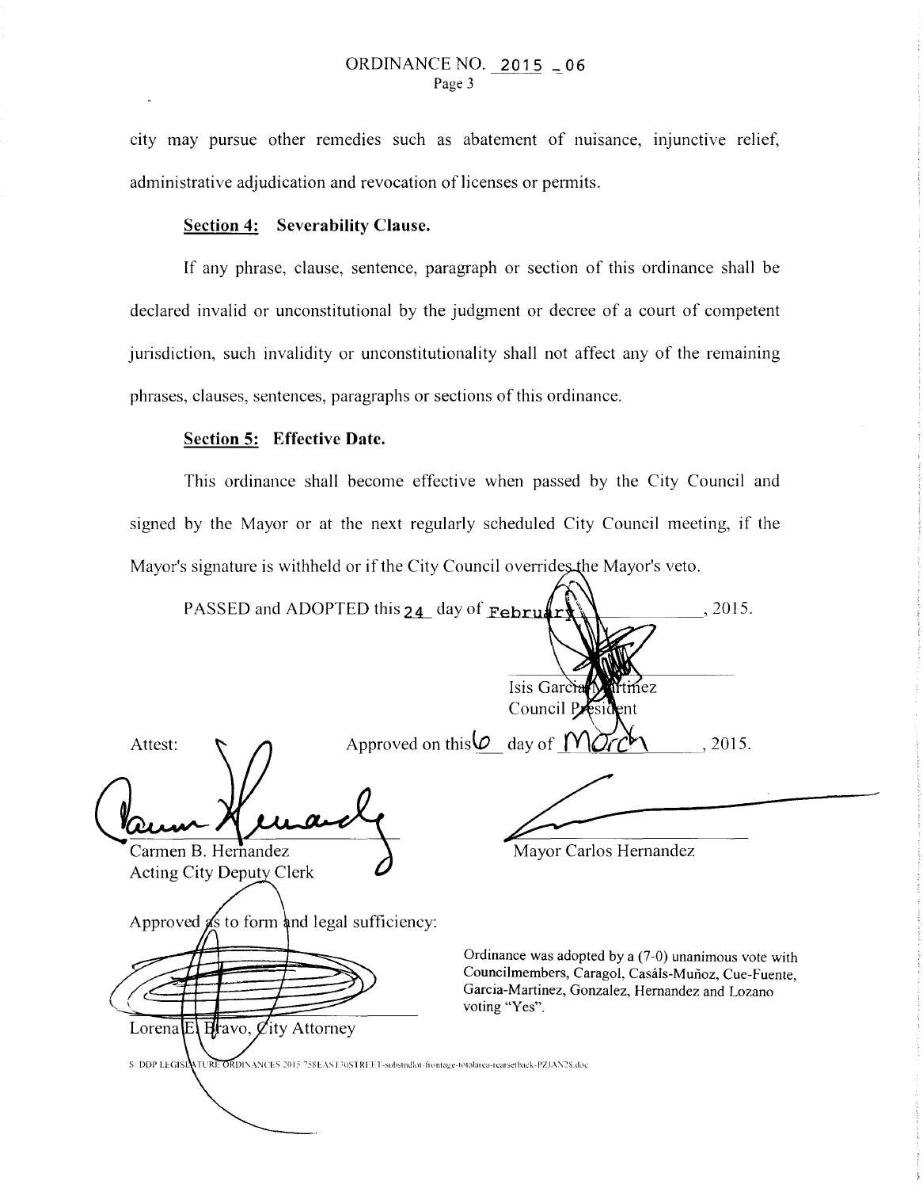city may pursue other remedies such as abatement of nuisance, injunctive relief, administrative adjudication and revocation of licenses or permits.

**Section 4: Severability Clause.**

If any phrase, clause, sentence, paragraph or section of this ordinance shall be declared invalid or unconstitutional by the judgment or decree of a court of competent jurisdiction, such invalidity or unconstitutionality shall not affect any of the remaining phrases, clauses, sentences, paragraphs or sections of this ordinance.

**Section 5: Effective Date.**

This ordinance shall become effective when passed by the City Council and signed by the Mayor or at the next regularly scheduled City Council meeting, if the Mayor's signature is withheld or if the City Council overrides the Mayor's veto.

PASSED and ADOPTED this 24 day of February, 2015.

Isis Garcia Martinez
Council President

Attest:

Approved on this 6 day of March, 2015.

Carmen B. Hernandez
Acting City Deputy Clerk

Mayor Carlos Hernandez

Approved as to form and legal sufficiency:

Lorena E. Bravo, City Attorney

Ordinance was adopted by a (7-0) unanimous vote with Councilmembers, Caragol, Casáls-Muñoz, Cue-Fuente, Garcia-Martinez, Gonzalez, Hernandez and Lozano voting "Yes".

S:DDP LEGISLATURE ORDINANCES 2015 758EAST30STREET-substndlot-frontage-totalarea-rearsetback-PZJAN28.doc